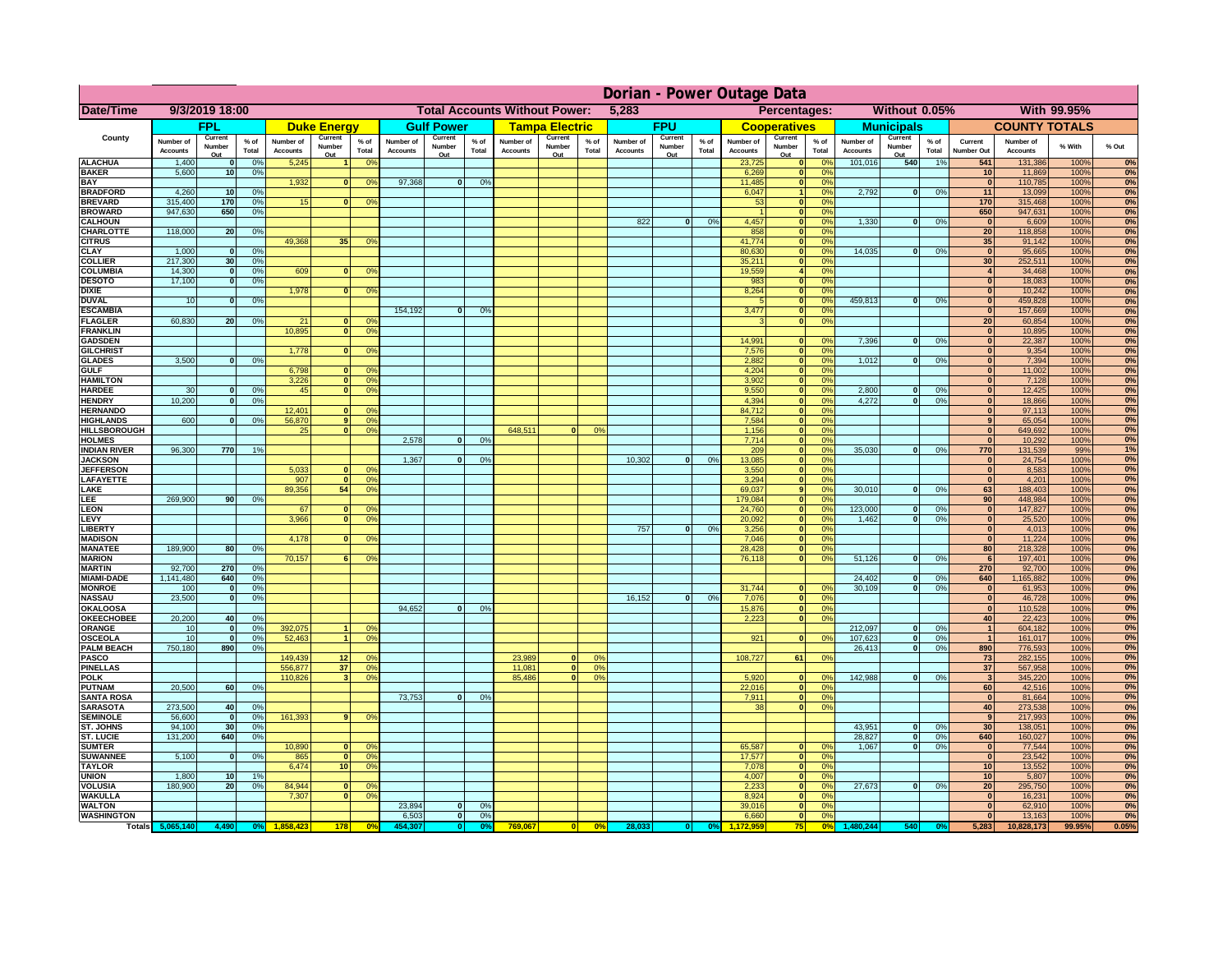# Dorian - Power Outage Data

| Date/Time | 9/3/2019 18:00 | | | | | | | | Total Accounts Without Power: | | | 5,283 | | | | Percentages: | | | Without 0.05% | | | With 99.95% | | |
|---|---|---|---|---|---|---|---|---|---|---|---|---|---|---|---|---|---|---|---|---|---|---|---|---|
| County | FPL | | | Duke Energy | | | Gulf Power | | | Tampa Electric | | | FPU | | | Cooperatives | | | Municipals | | | COUNTY TOTALS | | | |
| | Number of Accounts | Current Number Out | % of Total | Number of Accounts | Current Number Out | % of Total | Number of Accounts | Current Number Out | % of Total | Number of Accounts | Current Number Out | % of Total | Number of Accounts | Current Number Out | % of Total | Number of Accounts | Current Number Out | % of Total | Number of Accounts | Current Number Out | % of Total | Current Number Out | Number of Accounts | % With | % Out |
| ALACHUA | 1,400 | 0 | 0% | 5,245 | 1 | 0% | | | | | | | | | | 23,725 | 0 | 0% | 101,016 | 540 | 1% | 541 | 131,386 | 100% | 0% |
| BAKER | 5,600 | 10 | 0% | | | | | | | | | | | | | 6,269 | 0 | 0% | | | | 10 | 11,869 | 100% | 0% |
| BAY | | | | 1,932 | 0 | 0% | 97,368 | 0 | 0% | | | | | | | 11,485 | 0 | 0% | | | | 0 | 110,785 | 100% | 0% |
| BRADFORD | 4,260 | 10 | 0% | | | | | | | | | | | | | 6,047 | 1 | 0% | 2,792 | 0 | 0% | 11 | 13,099 | 100% | 0% |
| BREVARD | 315,400 | 170 | 0% | 15 | 0 | 0% | | | | | | | | | | 53 | 0 | 0% | | | | 170 | 315,468 | 100% | 0% |
| BROWARD | 947,630 | 650 | 0% | | | | | | | | | | | | | 1 | 0 | 0% | | | | 650 | 947,631 | 100% | 0% |
| CALHOUN | | | | | | | | | | | | | 822 | 0 | 0% | 4,457 | 0 | 0% | 1,330 | 0 | 0% | 0 | 6,609 | 100% | 0% |
| CHARLOTTE | 118,000 | 20 | 0% | | | | | | | | | | | | | 858 | 0 | 0% | | | | 20 | 118,858 | 100% | 0% |
| CITRUS | | | | 49,368 | 35 | 0% | | | | | | | | | | 41,774 | 0 | 0% | | | | 35 | 91,142 | 100% | 0% |
| CLAY | 1,000 | 0 | 0% | | | | | | | | | | | | | 80,630 | 0 | 0% | 14,035 | 0 | 0% | 0 | 95,665 | 100% | 0% |
| COLLIER | 217,300 | 30 | 0% | | | | | | | | | | | | | 35,211 | 0 | 0% | | | | 30 | 252,511 | 100% | 0% |
| COLUMBIA | 14,300 | 0 | 0% | 609 | 0 | 0% | | | | | | | | | | 19,559 | 4 | 0% | | | | 4 | 34,468 | 100% | 0% |
| DESOTO | 17,100 | 0 | 0% | | | | | | | | | | | | | 983 | 0 | 0% | | | | 0 | 18,083 | 100% | 0% |
| DIXIE | | | | 1,978 | 0 | 0% | | | | | | | | | | 8,264 | 0 | 0% | | | | 0 | 10,242 | 100% | 0% |
| DUVAL | 10 | 0 | 0% | | | | | | | | | | | | | 5 | 0 | 0% | 459,813 | 0 | 0% | 0 | 459,828 | 100% | 0% |
| ESCAMBIA | | | | | | | 154,192 | 0 | 0% | | | | | | | 3,477 | 0 | 0% | | | | 0 | 157,669 | 100% | 0% |
| FLAGLER | 60,830 | 20 | 0% | 21 | 0 | 0% | | | | | | | | | | 3 | 0 | 0% | | | | 20 | 60,854 | 100% | 0% |
| FRANKLIN | | | | 10,895 | 0 | 0% | | | | | | | | | | | | | | | | 0 | 10,895 | 100% | 0% |
| GADSDEN | | | | | | | | | | | | | | | | 14,991 | 0 | 0% | 7,396 | 0 | 0% | 0 | 22,387 | 100% | 0% |
| GILCHRIST | | | | 1,778 | 0 | 0% | | | | | | | | | | 7,576 | 0 | 0% | | | | 0 | 9,354 | 100% | 0% |
| GLADES | 3,500 | 0 | 0% | | | | | | | | | | | | | 2,882 | 0 | 0% | 1,012 | 0 | 0% | 0 | 7,394 | 100% | 0% |
| GULF | | | | 6,798 | 0 | 0% | | | | | | | | | | 4,204 | 0 | 0% | | | | 0 | 11,002 | 100% | 0% |
| HAMILTON | | | | 3,226 | 0 | 0% | | | | | | | | | | 3,902 | 0 | 0% | | | | 0 | 7,128 | 100% | 0% |
| HARDEE | 30 | 0 | 0% | 45 | 0 | 0% | | | | | | | | | | 9,550 | 0 | 0% | 2,800 | 0 | 0% | 0 | 12,425 | 100% | 0% |
| HENDRY | 10,200 | 0 | 0% | | | | | | | | | | | | | 4,394 | 0 | 0% | 4,272 | 0 | 0% | 0 | 18,866 | 100% | 0% |
| HERNANDO | | | | 12,401 | 0 | 0% | | | | | | | | | | 84,712 | 0 | 0% | | | | 0 | 97,113 | 100% | 0% |
| HIGHLANDS | 600 | 0 | 0% | 56,870 | 9 | 0% | | | | | | | | | | 7,584 | 0 | 0% | | | | 9 | 65,054 | 100% | 0% |
| HILLSBOROUGH | | | | 25 | 0 | 0% | | | | 648,511 | 0 | 0% | | | | 1,156 | 0 | 0% | | | | 0 | 649,692 | 100% | 0% |
| HOLMES | | | | | | | 2,578 | 0 | 0% | | | | | | | 7,714 | 0 | 0% | | | | 0 | 10,292 | 100% | 0% |
| INDIAN RIVER | 96,300 | 770 | 1% | | | | | | | | | | | | | 209 | 0 | 0% | 35,030 | 0 | 0% | 770 | 131,539 | 99% | 1% |
| JACKSON | | | | | | | 1,367 | 0 | 0% | | | | 10,302 | 0 | 0% | 13,085 | 0 | 0% | | | | 0 | 24,754 | 100% | 0% |
| JEFFERSON | | | | 5,033 | 0 | 0% | | | | | | | | | | 3,550 | 0 | 0% | | | | 0 | 8,583 | 100% | 0% |
| LAFAYETTE | | | | 907 | 0 | 0% | | | | | | | | | | 3,294 | 0 | 0% | | | | 0 | 4,201 | 100% | 0% |
| LAKE | | | | 89,356 | 54 | 0% | | | | | | | | | | 69,037 | 9 | 0% | 30,010 | 0 | 0% | 63 | 188,403 | 100% | 0% |
| LEE | 269,900 | 90 | 0% | | | | | | | | | | | | | 179,084 | 0 | 0% | | | | 90 | 448,984 | 100% | 0% |
| LEON | | | | 67 | 0 | 0% | | | | | | | | | | 24,760 | 0 | 0% | 123,000 | 0 | 0% | 0 | 147,827 | 100% | 0% |
| LEVY | | | | 3,966 | 0 | 0% | | | | | | | | | | 20,092 | 0 | 0% | 1,462 | 0 | 0% | 0 | 25,520 | 100% | 0% |
| LIBERTY | | | | | | | | | | | | | 757 | 0 | 0% | 3,256 | 0 | 0% | | | | 0 | 4,013 | 100% | 0% |
| MADISON | | | | 4,178 | 0 | 0% | | | | | | | | | | 7,046 | 0 | 0% | | | | 0 | 11,224 | 100% | 0% |
| MANATEE | 189,900 | 80 | 0% | | | | | | | | | | | | | 28,428 | 0 | 0% | | | | 80 | 218,328 | 100% | 0% |
| MARION | | | | 70,157 | 6 | 0% | | | | | | | | | | 76,118 | 0 | 0% | 51,126 | 0 | 0% | 6 | 197,401 | 100% | 0% |
| MARTIN | 92,700 | 270 | 0% | | | | | | | | | | | | | | | | | | | 270 | 92,700 | 100% | 0% |
| MIAMI-DADE | 1,141,480 | 640 | 0% | | | | | | | | | | | | | | | | 24,402 | 0 | 0% | 640 | 1,165,882 | 100% | 0% |
| MONROE | 100 | 0 | 0% | | | | | | | | | | | | | 31,744 | 0 | 0% | 30,109 | 0 | 0% | 0 | 61,953 | 100% | 0% |
| NASSAU | 23,500 | 0 | 0% | | | | | | | | | | 16,152 | 0 | 0% | 7,076 | 0 | 0% | | | | 0 | 46,728 | 100% | 0% |
| OKALOOSA | | | | | | | 94,652 | 0 | 0% | | | | | | | 15,876 | 0 | 0% | | | | 0 | 110,528 | 100% | 0% |
| OKEECHOBEE | 20,200 | 40 | 0% | | | | | | | | | | | | | 2,223 | 0 | 0% | | | | 40 | 22,423 | 100% | 0% |
| ORANGE | 10 | 0 | 0% | 392,075 | 1 | 0% | | | | | | | | | | | | | 212,097 | 0 | 0% | 1 | 604,182 | 100% | 0% |
| OSCEOLA | 10 | 0 | 0% | 52,463 | 1 | 0% | | | | | | | | | | 921 | 0 | 0% | 107,623 | 0 | 0% | 1 | 161,017 | 100% | 0% |
| PALM BEACH | 750,180 | 890 | 0% | | | | | | | | | | | | | | | | 26,413 | 0 | 0% | 890 | 776,593 | 100% | 0% |
| PASCO | | | | 149,439 | 12 | 0% | | | | 23,989 | 0 | 0% | | | | 108,727 | 61 | 0% | | | | 73 | 282,155 | 100% | 0% |
| PINELLAS | | | | 556,877 | 37 | 0% | | | | 11,081 | 0 | 0% | | | | | | | | | | 37 | 567,958 | 100% | 0% |
| POLK | | | | 110,826 | 3 | 0% | | | | 85,486 | 0 | 0% | | | | 5,920 | 0 | 0% | 142,988 | 0 | 0% | 3 | 345,220 | 100% | 0% |
| PUTNAM | 20,500 | 60 | 0% | | | | | | | | | | | | | 22,016 | 0 | 0% | | | | 60 | 42,516 | 100% | 0% |
| SANTA ROSA | | | | | | | 73,753 | 0 | 0% | | | | | | | 7,911 | 0 | 0% | | | | 0 | 81,664 | 100% | 0% |
| SARASOTA | 273,500 | 40 | 0% | | | | | | | | | | | | | 38 | 0 | 0% | | | | 40 | 273,538 | 100% | 0% |
| SEMINOLE | 56,600 | 0 | 0% | 161,393 | 9 | 0% | | | | | | | | | | | | | | | | 9 | 217,993 | 100% | 0% |
| ST. JOHNS | 94,100 | 30 | 0% | | | | | | | | | | | | | | | | 43,951 | 0 | 0% | 30 | 138,051 | 100% | 0% |
| ST. LUCIE | 131,200 | 640 | 0% | | | | | | | | | | | | | | | | 28,827 | 0 | 0% | 640 | 160,027 | 100% | 0% |
| SUMTER | | | | 10,890 | 0 | 0% | | | | | | | | | | 65,587 | 0 | 0% | 1,067 | 0 | 0% | 0 | 77,544 | 100% | 0% |
| SUWANNEE | 5,100 | 0 | 0% | 865 | 0 | 0% | | | | | | | | | | 17,577 | 0 | 0% | | | | 0 | 23,542 | 100% | 0% |
| TAYLOR | | | | 6,474 | 10 | 0% | | | | | | | | | | 7,078 | 0 | 0% | | | | 10 | 13,552 | 100% | 0% |
| UNION | 1,800 | 10 | 1% | | | | | | | | | | | | | 4,007 | 0 | 0% | | | | 10 | 5,807 | 100% | 0% |
| VOLUSIA | 180,900 | 20 | 0% | 84,944 | 0 | 0% | | | | | | | | | | 2,233 | 0 | 0% | 27,673 | 0 | 0% | 20 | 295,750 | 100% | 0% |
| WAKULLA | | | | 7,307 | 0 | 0% | | | | | | | | | | 8,924 | 0 | 0% | | | | 0 | 16,231 | 100% | 0% |
| WALTON | | | | | | | 23,894 | 0 | 0% | | | | | | | 39,016 | 0 | 0% | | | | 0 | 62,910 | 100% | 0% |
| WASHINGTON | | | | | | | 6,503 | 0 | 0% | | | | | | | 6,660 | 0 | 0% | | | | 0 | 13,163 | 100% | 0% |
| Totals | 5,065,140 | 4,490 | 0% | 1,858,423 | 178 | 0% | 454,307 | 0 | 0% | 769,067 | 0 | 0% | 28,033 | 0 | 0% | 1,172,959 | 75 | 0% | 1,480,244 | 540 | 0% | 5,283 | 10,828,173 | 99.95% | 0.05% |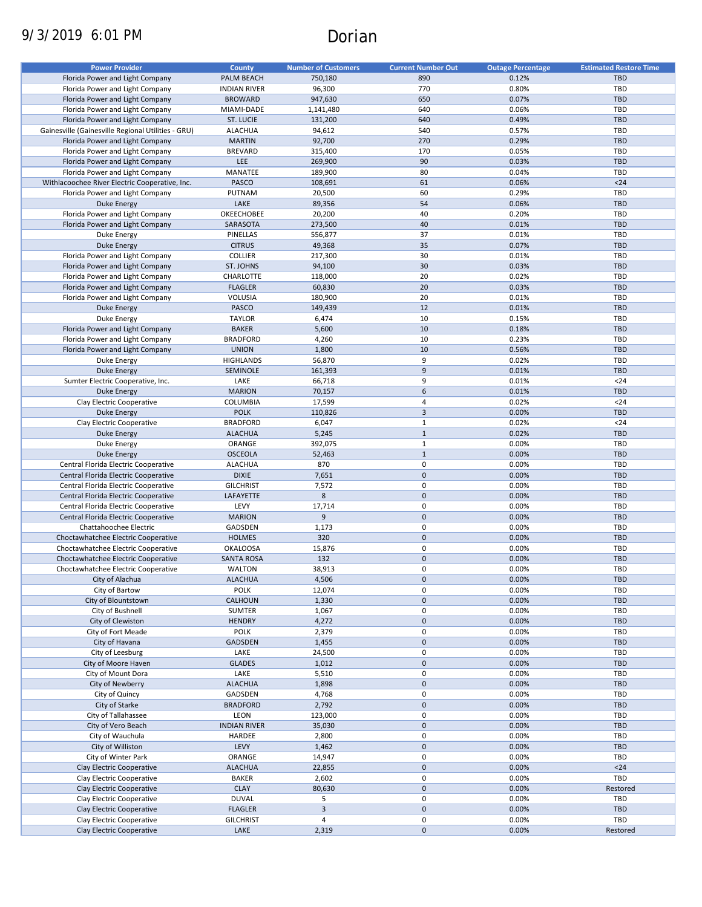9/3/2019 6:01 PM

# Dorian

| Power Provider | County | Number of Customers | Current Number Out | Outage Percentage | Estimated Restore Time |
|---|---|---|---|---|---|
| Florida Power and Light Company | PALM BEACH | 750,180 | 890 | 0.12% | TBD |
| Florida Power and Light Company | INDIAN RIVER | 96,300 | 770 | 0.80% | TBD |
| Florida Power and Light Company | BROWARD | 947,630 | 650 | 0.07% | TBD |
| Florida Power and Light Company | MIAMI-DADE | 1,141,480 | 640 | 0.06% | TBD |
| Florida Power and Light Company | ST. LUCIE | 131,200 | 640 | 0.49% | TBD |
| Gainesville (Gainesville Regional Utilities - GRU) | ALACHUA | 94,612 | 540 | 0.57% | TBD |
| Florida Power and Light Company | MARTIN | 92,700 | 270 | 0.29% | TBD |
| Florida Power and Light Company | BREVARD | 315,400 | 170 | 0.05% | TBD |
| Florida Power and Light Company | LEE | 269,900 | 90 | 0.03% | TBD |
| Florida Power and Light Company | MANATEE | 189,900 | 80 | 0.04% | TBD |
| Withlacoochee River Electric Cooperative, Inc. | PASCO | 108,691 | 61 | 0.06% | <24 |
| Florida Power and Light Company | PUTNAM | 20,500 | 60 | 0.29% | TBD |
| Duke Energy | LAKE | 89,356 | 54 | 0.06% | TBD |
| Florida Power and Light Company | OKEECHOBEE | 20,200 | 40 | 0.20% | TBD |
| Florida Power and Light Company | SARASOTA | 273,500 | 40 | 0.01% | TBD |
| Duke Energy | PINELLAS | 556,877 | 37 | 0.01% | TBD |
| Duke Energy | CITRUS | 49,368 | 35 | 0.07% | TBD |
| Florida Power and Light Company | COLLIER | 217,300 | 30 | 0.01% | TBD |
| Florida Power and Light Company | ST. JOHNS | 94,100 | 30 | 0.03% | TBD |
| Florida Power and Light Company | CHARLOTTE | 118,000 | 20 | 0.02% | TBD |
| Florida Power and Light Company | FLAGLER | 60,830 | 20 | 0.03% | TBD |
| Florida Power and Light Company | VOLUSIA | 180,900 | 20 | 0.01% | TBD |
| Duke Energy | PASCO | 149,439 | 12 | 0.01% | TBD |
| Duke Energy | TAYLOR | 6,474 | 10 | 0.15% | TBD |
| Florida Power and Light Company | BAKER | 5,600 | 10 | 0.18% | TBD |
| Florida Power and Light Company | BRADFORD | 4,260 | 10 | 0.23% | TBD |
| Florida Power and Light Company | UNION | 1,800 | 10 | 0.56% | TBD |
| Duke Energy | HIGHLANDS | 56,870 | 9 | 0.02% | TBD |
| Duke Energy | SEMINOLE | 161,393 | 9 | 0.01% | TBD |
| Sumter Electric Cooperative, Inc. | LAKE | 66,718 | 9 | 0.01% | <24 |
| Duke Energy | MARION | 70,157 | 6 | 0.01% | TBD |
| Clay Electric Cooperative | COLUMBIA | 17,599 | 4 | 0.02% | <24 |
| Duke Energy | POLK | 110,826 | 3 | 0.00% | TBD |
| Clay Electric Cooperative | BRADFORD | 6,047 | 1 | 0.02% | <24 |
| Duke Energy | ALACHUA | 5,245 | 1 | 0.02% | TBD |
| Duke Energy | ORANGE | 392,075 | 1 | 0.00% | TBD |
| Duke Energy | OSCEOLA | 52,463 | 1 | 0.00% | TBD |
| Central Florida Electric Cooperative | ALACHUA | 870 | 0 | 0.00% | TBD |
| Central Florida Electric Cooperative | DIXIE | 7,651 | 0 | 0.00% | TBD |
| Central Florida Electric Cooperative | GILCHRIST | 7,572 | 0 | 0.00% | TBD |
| Central Florida Electric Cooperative | LAFAYETTE | 8 | 0 | 0.00% | TBD |
| Central Florida Electric Cooperative | LEVY | 17,714 | 0 | 0.00% | TBD |
| Central Florida Electric Cooperative | MARION | 9 | 0 | 0.00% | TBD |
| Chattahoochee Electric | GADSDEN | 1,173 | 0 | 0.00% | TBD |
| Choctawhatchee Electric Cooperative | HOLMES | 320 | 0 | 0.00% | TBD |
| Choctawhatchee Electric Cooperative | OKALOOSA | 15,876 | 0 | 0.00% | TBD |
| Choctawhatchee Electric Cooperative | SANTA ROSA | 132 | 0 | 0.00% | TBD |
| Choctawhatchee Electric Cooperative | WALTON | 38,913 | 0 | 0.00% | TBD |
| City of Alachua | ALACHUA | 4,506 | 0 | 0.00% | TBD |
| City of Bartow | POLK | 12,074 | 0 | 0.00% | TBD |
| City of Blountstown | CALHOUN | 1,330 | 0 | 0.00% | TBD |
| City of Bushnell | SUMTER | 1,067 | 0 | 0.00% | TBD |
| City of Clewiston | HENDRY | 4,272 | 0 | 0.00% | TBD |
| City of Fort Meade | POLK | 2,379 | 0 | 0.00% | TBD |
| City of Havana | GADSDEN | 1,455 | 0 | 0.00% | TBD |
| City of Leesburg | LAKE | 24,500 | 0 | 0.00% | TBD |
| City of Moore Haven | GLADES | 1,012 | 0 | 0.00% | TBD |
| City of Mount Dora | LAKE | 5,510 | 0 | 0.00% | TBD |
| City of Newberry | ALACHUA | 1,898 | 0 | 0.00% | TBD |
| City of Quincy | GADSDEN | 4,768 | 0 | 0.00% | TBD |
| City of Starke | BRADFORD | 2,792 | 0 | 0.00% | TBD |
| City of Tallahassee | LEON | 123,000 | 0 | 0.00% | TBD |
| City of Vero Beach | INDIAN RIVER | 35,030 | 0 | 0.00% | TBD |
| City of Wauchula | HARDEE | 2,800 | 0 | 0.00% | TBD |
| City of Williston | LEVY | 1,462 | 0 | 0.00% | TBD |
| City of Winter Park | ORANGE | 14,947 | 0 | 0.00% | TBD |
| Clay Electric Cooperative | ALACHUA | 22,855 | 0 | 0.00% | <24 |
| Clay Electric Cooperative | BAKER | 2,602 | 0 | 0.00% | TBD |
| Clay Electric Cooperative | CLAY | 80,630 | 0 | 0.00% | Restored |
| Clay Electric Cooperative | DUVAL | 5 | 0 | 0.00% | TBD |
| Clay Electric Cooperative | FLAGLER | 3 | 0 | 0.00% | TBD |
| Clay Electric Cooperative | GILCHRIST | 4 | 0 | 0.00% | TBD |
| Clay Electric Cooperative | LAKE | 2,319 | 0 | 0.00% | Restored |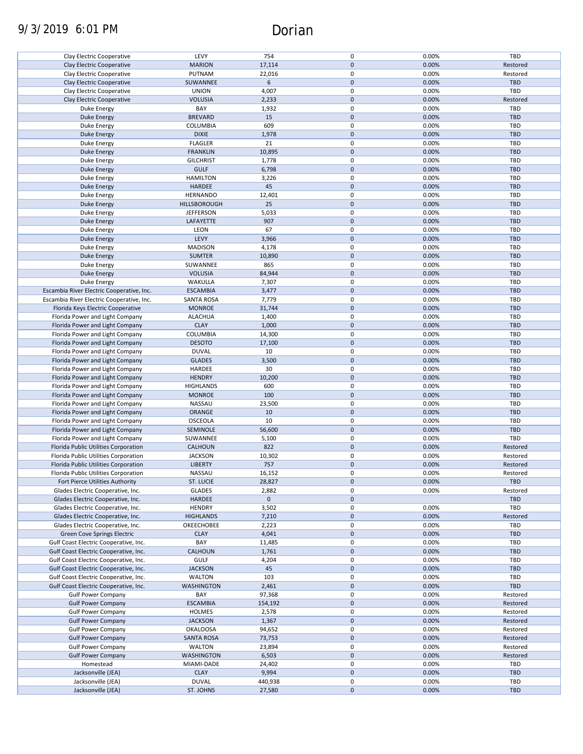| | | | | | |
|---|---|---|---|---|---|
| Clay Electric Cooperative | LEVY | 754 | 0 | 0.00% | TBD |
| Clay Electric Cooperative | MARION | 17,114 | 0 | 0.00% | Restored |
| Clay Electric Cooperative | PUTNAM | 22,016 | 0 | 0.00% | Restored |
| Clay Electric Cooperative | SUWANNEE | 6 | 0 | 0.00% | TBD |
| Clay Electric Cooperative | UNION | 4,007 | 0 | 0.00% | TBD |
| Clay Electric Cooperative | VOLUSIA | 2,233 | 0 | 0.00% | Restored |
| Duke Energy | BAY | 1,932 | 0 | 0.00% | TBD |
| Duke Energy | BREVARD | 15 | 0 | 0.00% | TBD |
| Duke Energy | COLUMBIA | 609 | 0 | 0.00% | TBD |
| Duke Energy | DIXIE | 1,978 | 0 | 0.00% | TBD |
| Duke Energy | FLAGLER | 21 | 0 | 0.00% | TBD |
| Duke Energy | FRANKLIN | 10,895 | 0 | 0.00% | TBD |
| Duke Energy | GILCHRIST | 1,778 | 0 | 0.00% | TBD |
| Duke Energy | GULF | 6,798 | 0 | 0.00% | TBD |
| Duke Energy | HAMILTON | 3,226 | 0 | 0.00% | TBD |
| Duke Energy | HARDEE | 45 | 0 | 0.00% | TBD |
| Duke Energy | HERNANDO | 12,401 | 0 | 0.00% | TBD |
| Duke Energy | HILLSBOROUGH | 25 | 0 | 0.00% | TBD |
| Duke Energy | JEFFERSON | 5,033 | 0 | 0.00% | TBD |
| Duke Energy | LAFAYETTE | 907 | 0 | 0.00% | TBD |
| Duke Energy | LEON | 67 | 0 | 0.00% | TBD |
| Duke Energy | LEVY | 3,966 | 0 | 0.00% | TBD |
| Duke Energy | MADISON | 4,178 | 0 | 0.00% | TBD |
| Duke Energy | SUMTER | 10,890 | 0 | 0.00% | TBD |
| Duke Energy | SUWANNEE | 865 | 0 | 0.00% | TBD |
| Duke Energy | VOLUSIA | 84,944 | 0 | 0.00% | TBD |
| Duke Energy | WAKULLA | 7,307 | 0 | 0.00% | TBD |
| Escambia River Electric Cooperative, Inc. | ESCAMBIA | 3,477 | 0 | 0.00% | TBD |
| Escambia River Electric Cooperative, Inc. | SANTA ROSA | 7,779 | 0 | 0.00% | TBD |
| Florida Keys Electric Cooperative | MONROE | 31,744 | 0 | 0.00% | TBD |
| Florida Power and Light Company | ALACHUA | 1,400 | 0 | 0.00% | TBD |
| Florida Power and Light Company | CLAY | 1,000 | 0 | 0.00% | TBD |
| Florida Power and Light Company | COLUMBIA | 14,300 | 0 | 0.00% | TBD |
| Florida Power and Light Company | DESOTO | 17,100 | 0 | 0.00% | TBD |
| Florida Power and Light Company | DUVAL | 10 | 0 | 0.00% | TBD |
| Florida Power and Light Company | GLADES | 3,500 | 0 | 0.00% | TBD |
| Florida Power and Light Company | HARDEE | 30 | 0 | 0.00% | TBD |
| Florida Power and Light Company | HENDRY | 10,200 | 0 | 0.00% | TBD |
| Florida Power and Light Company | HIGHLANDS | 600 | 0 | 0.00% | TBD |
| Florida Power and Light Company | MONROE | 100 | 0 | 0.00% | TBD |
| Florida Power and Light Company | NASSAU | 23,500 | 0 | 0.00% | TBD |
| Florida Power and Light Company | ORANGE | 10 | 0 | 0.00% | TBD |
| Florida Power and Light Company | OSCEOLA | 10 | 0 | 0.00% | TBD |
| Florida Power and Light Company | SEMINOLE | 56,600 | 0 | 0.00% | TBD |
| Florida Power and Light Company | SUWANNEE | 5,100 | 0 | 0.00% | TBD |
| Florida Public Utilities Corporation | CALHOUN | 822 | 0 | 0.00% | Restored |
| Florida Public Utilities Corporation | JACKSON | 10,302 | 0 | 0.00% | Restored |
| Florida Public Utilities Corporation | LIBERTY | 757 | 0 | 0.00% | Restored |
| Florida Public Utilities Corporation | NASSAU | 16,152 | 0 | 0.00% | Restored |
| Fort Pierce Utilities Authority | ST. LUCIE | 28,827 | 0 | 0.00% | TBD |
| Glades Electric Cooperative, Inc. | GLADES | 2,882 | 0 | 0.00% | Restored |
| Glades Electric Cooperative, Inc. | HARDEE | 0 | 0 | | TBD |
| Glades Electric Cooperative, Inc. | HENDRY | 3,502 | 0 | 0.00% | TBD |
| Glades Electric Cooperative, Inc. | HIGHLANDS | 7,210 | 0 | 0.00% | Restored |
| Glades Electric Cooperative, Inc. | OKEECHOBEE | 2,223 | 0 | 0.00% | TBD |
| Green Cove Springs Electric | CLAY | 4,041 | 0 | 0.00% | TBD |
| Gulf Coast Electric Cooperative, Inc. | BAY | 11,485 | 0 | 0.00% | TBD |
| Gulf Coast Electric Cooperative, Inc. | CALHOUN | 1,761 | 0 | 0.00% | TBD |
| Gulf Coast Electric Cooperative, Inc. | GULF | 4,204 | 0 | 0.00% | TBD |
| Gulf Coast Electric Cooperative, Inc. | JACKSON | 45 | 0 | 0.00% | TBD |
| Gulf Coast Electric Cooperative, Inc. | WALTON | 103 | 0 | 0.00% | TBD |
| Gulf Coast Electric Cooperative, Inc. | WASHINGTON | 2,461 | 0 | 0.00% | TBD |
| Gulf Power Company | BAY | 97,368 | 0 | 0.00% | Restored |
| Gulf Power Company | ESCAMBIA | 154,192 | 0 | 0.00% | Restored |
| Gulf Power Company | HOLMES | 2,578 | 0 | 0.00% | Restored |
| Gulf Power Company | JACKSON | 1,367 | 0 | 0.00% | Restored |
| Gulf Power Company | OKALOOSA | 94,652 | 0 | 0.00% | Restored |
| Gulf Power Company | SANTA ROSA | 73,753 | 0 | 0.00% | Restored |
| Gulf Power Company | WALTON | 23,894 | 0 | 0.00% | Restored |
| Gulf Power Company | WASHINGTON | 6,503 | 0 | 0.00% | Restored |
| Homestead | MIAMI-DADE | 24,402 | 0 | 0.00% | TBD |
| Jacksonville (JEA) | CLAY | 9,994 | 0 | 0.00% | TBD |
| Jacksonville (JEA) | DUVAL | 440,938 | 0 | 0.00% | TBD |
| Jacksonville (JEA) | ST. JOHNS | 27,580 | 0 | 0.00% | TBD |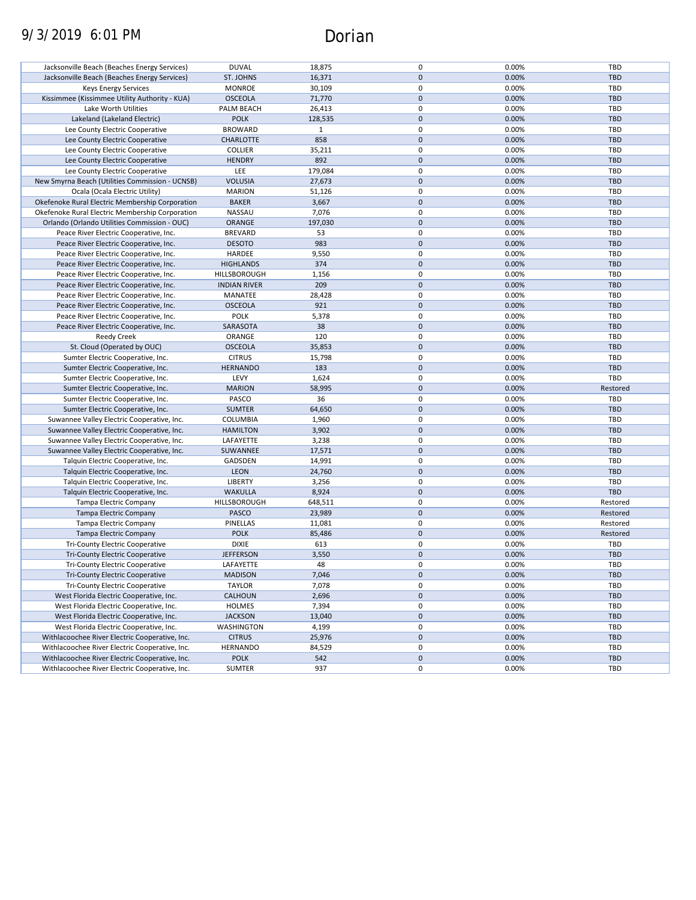9/3/2019 6:01 PM

# Dorian

| | | | | | |
|---|---|---|---|---|---|
| Jacksonville Beach (Beaches Energy Services) | DUVAL | 18,875 | 0 | 0.00% | TBD |
| Jacksonville Beach (Beaches Energy Services) | ST. JOHNS | 16,371 | 0 | 0.00% | TBD |
| Keys Energy Services | MONROE | 30,109 | 0 | 0.00% | TBD |
| Kissimmee (Kissimmee Utility Authority - KUA) | OSCEOLA | 71,770 | 0 | 0.00% | TBD |
| Lake Worth Utilities | PALM BEACH | 26,413 | 0 | 0.00% | TBD |
| Lakeland (Lakeland Electric) | POLK | 128,535 | 0 | 0.00% | TBD |
| Lee County Electric Cooperative | BROWARD | 1 | 0 | 0.00% | TBD |
| Lee County Electric Cooperative | CHARLOTTE | 858 | 0 | 0.00% | TBD |
| Lee County Electric Cooperative | COLLIER | 35,211 | 0 | 0.00% | TBD |
| Lee County Electric Cooperative | HENDRY | 892 | 0 | 0.00% | TBD |
| Lee County Electric Cooperative | LEE | 179,084 | 0 | 0.00% | TBD |
| New Smyrna Beach (Utilities Commission - UCNSB) | VOLUSIA | 27,673 | 0 | 0.00% | TBD |
| Ocala (Ocala Electric Utility) | MARION | 51,126 | 0 | 0.00% | TBD |
| Okefenoke Rural Electric Membership Corporation | BAKER | 3,667 | 0 | 0.00% | TBD |
| Okefenoke Rural Electric Membership Corporation | NASSAU | 7,076 | 0 | 0.00% | TBD |
| Orlando (Orlando Utilities Commission - OUC) | ORANGE | 197,030 | 0 | 0.00% | TBD |
| Peace River Electric Cooperative, Inc. | BREVARD | 53 | 0 | 0.00% | TBD |
| Peace River Electric Cooperative, Inc. | DESOTO | 983 | 0 | 0.00% | TBD |
| Peace River Electric Cooperative, Inc. | HARDEE | 9,550 | 0 | 0.00% | TBD |
| Peace River Electric Cooperative, Inc. | HIGHLANDS | 374 | 0 | 0.00% | TBD |
| Peace River Electric Cooperative, Inc. | HILLSBOROUGH | 1,156 | 0 | 0.00% | TBD |
| Peace River Electric Cooperative, Inc. | INDIAN RIVER | 209 | 0 | 0.00% | TBD |
| Peace River Electric Cooperative, Inc. | MANATEE | 28,428 | 0 | 0.00% | TBD |
| Peace River Electric Cooperative, Inc. | OSCEOLA | 921 | 0 | 0.00% | TBD |
| Peace River Electric Cooperative, Inc. | POLK | 5,378 | 0 | 0.00% | TBD |
| Peace River Electric Cooperative, Inc. | SARASOTA | 38 | 0 | 0.00% | TBD |
| Reedy Creek | ORANGE | 120 | 0 | 0.00% | TBD |
| St. Cloud (Operated by OUC) | OSCEOLA | 35,853 | 0 | 0.00% | TBD |
| Sumter Electric Cooperative, Inc. | CITRUS | 15,798 | 0 | 0.00% | TBD |
| Sumter Electric Cooperative, Inc. | HERNANDO | 183 | 0 | 0.00% | TBD |
| Sumter Electric Cooperative, Inc. | LEVY | 1,624 | 0 | 0.00% | TBD |
| Sumter Electric Cooperative, Inc. | MARION | 58,995 | 0 | 0.00% | Restored |
| Sumter Electric Cooperative, Inc. | PASCO | 36 | 0 | 0.00% | TBD |
| Sumter Electric Cooperative, Inc. | SUMTER | 64,650 | 0 | 0.00% | TBD |
| Suwannee Valley Electric Cooperative, Inc. | COLUMBIA | 1,960 | 0 | 0.00% | TBD |
| Suwannee Valley Electric Cooperative, Inc. | HAMILTON | 3,902 | 0 | 0.00% | TBD |
| Suwannee Valley Electric Cooperative, Inc. | LAFAYETTE | 3,238 | 0 | 0.00% | TBD |
| Suwannee Valley Electric Cooperative, Inc. | SUWANNEE | 17,571 | 0 | 0.00% | TBD |
| Talquin Electric Cooperative, Inc. | GADSDEN | 14,991 | 0 | 0.00% | TBD |
| Talquin Electric Cooperative, Inc. | LEON | 24,760 | 0 | 0.00% | TBD |
| Talquin Electric Cooperative, Inc. | LIBERTY | 3,256 | 0 | 0.00% | TBD |
| Talquin Electric Cooperative, Inc. | WAKULLA | 8,924 | 0 | 0.00% | TBD |
| Tampa Electric Company | HILLSBOROUGH | 648,511 | 0 | 0.00% | Restored |
| Tampa Electric Company | PASCO | 23,989 | 0 | 0.00% | Restored |
| Tampa Electric Company | PINELLAS | 11,081 | 0 | 0.00% | Restored |
| Tampa Electric Company | POLK | 85,486 | 0 | 0.00% | Restored |
| Tri-County Electric Cooperative | DIXIE | 613 | 0 | 0.00% | TBD |
| Tri-County Electric Cooperative | JEFFERSON | 3,550 | 0 | 0.00% | TBD |
| Tri-County Electric Cooperative | LAFAYETTE | 48 | 0 | 0.00% | TBD |
| Tri-County Electric Cooperative | MADISON | 7,046 | 0 | 0.00% | TBD |
| Tri-County Electric Cooperative | TAYLOR | 7,078 | 0 | 0.00% | TBD |
| West Florida Electric Cooperative, Inc. | CALHOUN | 2,696 | 0 | 0.00% | TBD |
| West Florida Electric Cooperative, Inc. | HOLMES | 7,394 | 0 | 0.00% | TBD |
| West Florida Electric Cooperative, Inc. | JACKSON | 13,040 | 0 | 0.00% | TBD |
| West Florida Electric Cooperative, Inc. | WASHINGTON | 4,199 | 0 | 0.00% | TBD |
| Withlacoochee River Electric Cooperative, Inc. | CITRUS | 25,976 | 0 | 0.00% | TBD |
| Withlacoochee River Electric Cooperative, Inc. | HERNANDO | 84,529 | 0 | 0.00% | TBD |
| Withlacoochee River Electric Cooperative, Inc. | POLK | 542 | 0 | 0.00% | TBD |
| Withlacoochee River Electric Cooperative, Inc. | SUMTER | 937 | 0 | 0.00% | TBD |